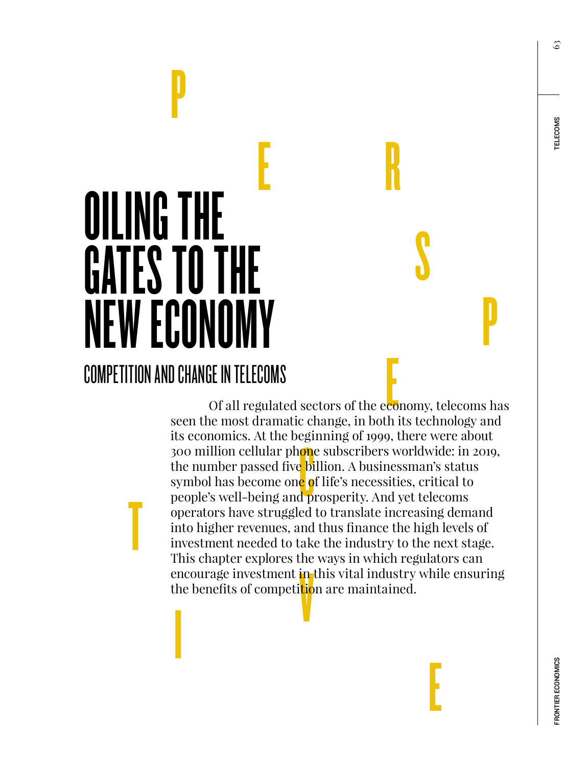# OILING THE GATES TO THE NEW ECONOMY

## COMPETITION AND CHANGE IN TELECOMS

Of all regulated sectors of the economy, telecoms has seen the most dramatic change, in both its technology and its economics. At the beginning of 1999, there were about 300 million cellular phone subscribers worldwide: in 2019, the number passed five billion. A businessman's status symbol has become one of life's necessities, critical to people's well-being and prosperity. And yet telecoms operators have struggled to translate increasing demand into higher revenues, and thus finance the high levels of investment needed to take the industry to the next stage. This chapter explores the ways in which regulators can encourage investment in this vital industry while ensuring the benefits of competition are maintained.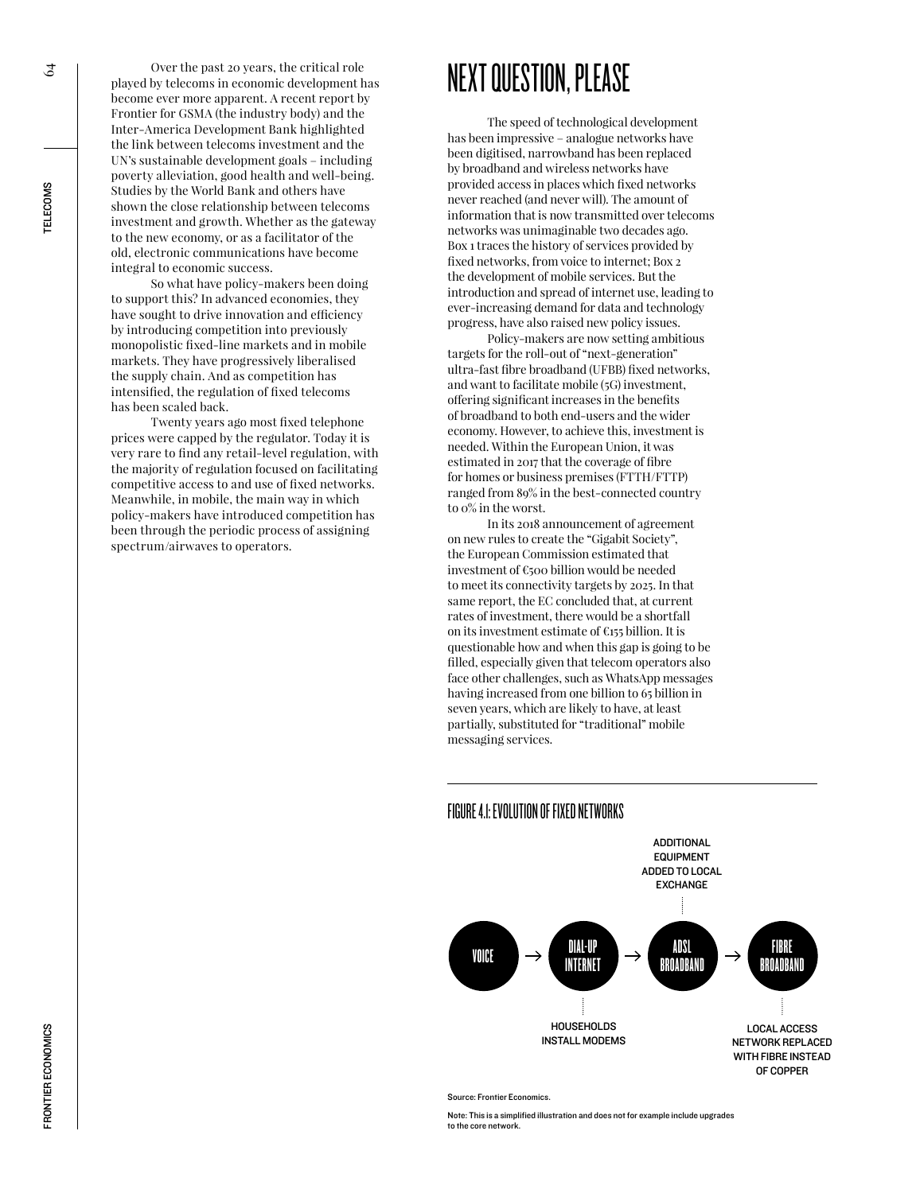Over the past 20 years, the critical role played by telecoms in economic development has become ever more apparent. A recent report by Frontier for GSMA (the industry body) and the Inter-America Development Bank highlighted the link between telecoms investment and the UN's sustainable development goals – including poverty alleviation, good health and well-being. Studies by the World Bank and others have shown the close relationship between telecoms investment and growth. Whether as the gateway to the new economy, or as a facilitator of the old, electronic communications have become integral to economic success.

So what have policy-makers been doing to support this? In advanced economies, they have sought to drive innovation and efficiency by introducing competition into previously monopolistic fixed-line markets and in mobile markets. They have progressively liberalised the supply chain. And as competition has intensified, the regulation of fixed telecoms has been scaled back.

Twenty years ago most fixed telephone prices were capped by the regulator. Today it is very rare to find any retail-level regulation, with the majority of regulation focused on facilitating competitive access to and use of fixed networks. Meanwhile, in mobile, the main way in which policy-makers have introduced competition has been through the periodic process of assigning spectrum/airwaves to operators.

# NEXT QUESTION, PLEASE

The speed of technological development has been impressive – analogue networks have been digitised, narrowband has been replaced by broadband and wireless networks have provided access in places which fixed networks never reached (and never will). The amount of information that is now transmitted over telecoms networks was unimaginable two decades ago. Box 1 traces the history of services provided by fixed networks, from voice to internet; Box 2 the development of mobile services. But the introduction and spread of internet use, leading to ever-increasing demand for data and technology progress, have also raised new policy issues.

Policy-makers are now setting ambitious targets for the roll-out of "next-generation" ultra-fast fibre broadband (UFBB) fixed networks, and want to facilitate mobile (5G) investment, offering significant increases in the benefits of broadband to both end-users and the wider economy. However, to achieve this, investment is needed. Within the European Union, it was estimated in 2017 that the coverage of fibre for homes or business premises (FTTH/FTTP) ranged from 89% in the best-connected country to 0% in the worst.

In its 2018 announcement of agreement on new rules to create the "Gigabit Society", the European Commission estimated that investment of €500 billion would be needed to meet its connectivity targets by 2025. In that same report, the EC concluded that, at current rates of investment, there would be a shortfall on its investment estimate of €155 billion. It is questionable how and when this gap is going to be filled, especially given that telecom operators also face other challenges, such as WhatsApp messages having increased from one billion to 65 billion in seven years, which are likely to have, at least partially, substituted for "traditional" mobile messaging services.

## FIGURE 4.1: EVOLUTION OF FIXED NETWORKS

VOICE → DIAL-UP INTERNET → ADSL BROADBAND → FIBRE BROADBAND

- DIAL-UP INTERNET: HOUSEHOLDS INSTALL MODEMS
- ADSL BROADBAND: ADDITIONAL EQUIPMENT ADDED TO LOCAL EXCHANGE
- FIBRE BROADBAND: LOCAL ACCESS NETWORK REPLACED WITH FIBRE INSTEAD OF COPPER

Source: Frontier Economics.

Note: This is a simplified illustration and does not for example include upgrades to the core network.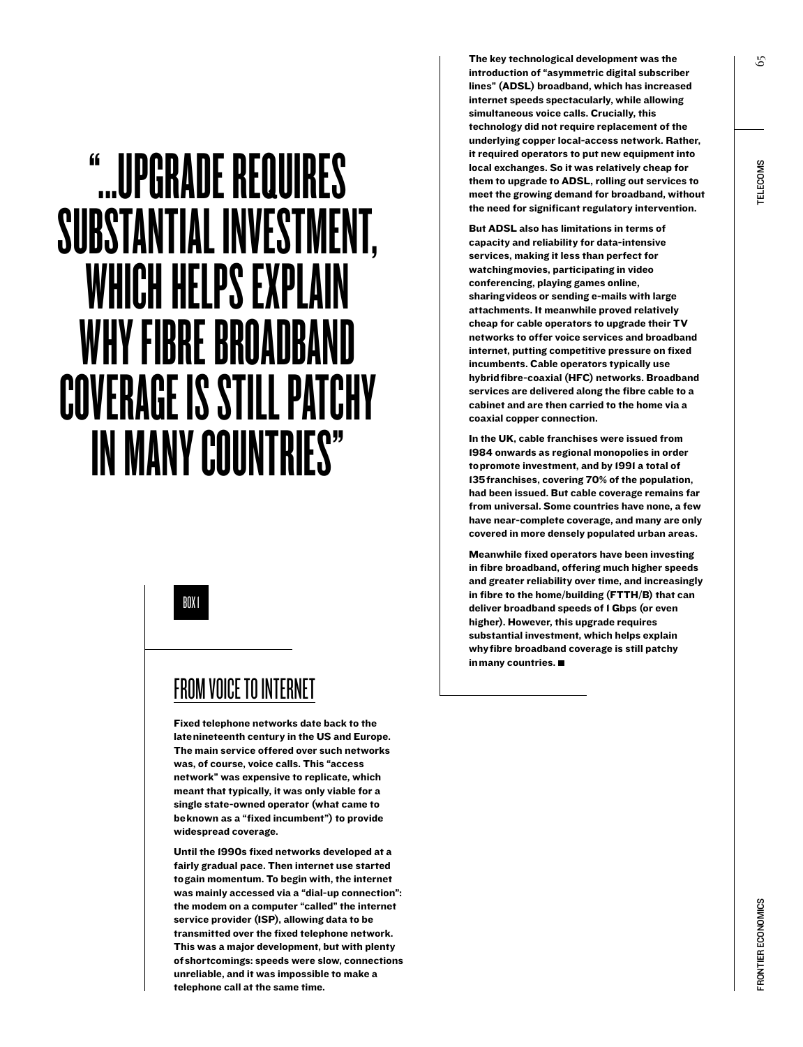> "...UPGRADE REQUIRES SUBSTANTIAL INVESTMENT, WHICH HELPS EXPLAIN WHY FIBRE BROADBAND COVERAGE IS STILL PATCHY IN MANY COUNTRIES"

BOX 1

## FROM VOICE TO INTERNET

**Fixed telephone networks date back to the late nineteenth century in the US and Europe. The main service offered over such networks was, of course, voice calls. This "access network" was expensive to replicate, which meant that typically, it was only viable for a single state-owned operator (what came to be known as a "fixed incumbent") to provide widespread coverage.**

**Until the 1990s fixed networks developed at a fairly gradual pace. Then internet use started to gain momentum. To begin with, the internet was mainly accessed via a "dial-up connection": the modem on a computer "called" the internet service provider (ISP), allowing data to be transmitted over the fixed telephone network. This was a major development, but with plenty of shortcomings: speeds were slow, connections unreliable, and it was impossible to make a telephone call at the same time.**

**The key technological development was the introduction of "asymmetric digital subscriber lines" (ADSL) broadband, which has increased internet speeds spectacularly, while allowing simultaneous voice calls. Crucially, this technology did not require replacement of the underlying copper local-access network. Rather, it required operators to put new equipment into local exchanges. So it was relatively cheap for them to upgrade to ADSL, rolling out services to meet the growing demand for broadband, without the need for significant regulatory intervention.**

**But ADSL also has limitations in terms of capacity and reliability for data-intensive services, making it less than perfect for watching movies, participating in video conferencing, playing games online, sharing videos or sending e-mails with large attachments. It meanwhile proved relatively cheap for cable operators to upgrade their TV networks to offer voice services and broadband internet, putting competitive pressure on fixed incumbents. Cable operators typically use hybrid fibre-coaxial (HFC) networks. Broadband services are delivered along the fibre cable to a cabinet and are then carried to the home via a coaxial copper connection.**

**In the UK, cable franchises were issued from 1984 onwards as regional monopolies in order to promote investment, and by 1991 a total of 135 franchises, covering 70% of the population, had been issued. But cable coverage remains far from universal. Some countries have none, a few have near-complete coverage, and many are only covered in more densely populated urban areas.**

**Meanwhile fixed operators have been investing in fibre broadband, offering much higher speeds and greater reliability over time, and increasingly in fibre to the home/building (FTTH/B) that can deliver broadband speeds of 1 Gbps (or even higher). However, this upgrade requires substantial investment, which helps explain why fibre broadband coverage is still patchy in many countries.** ■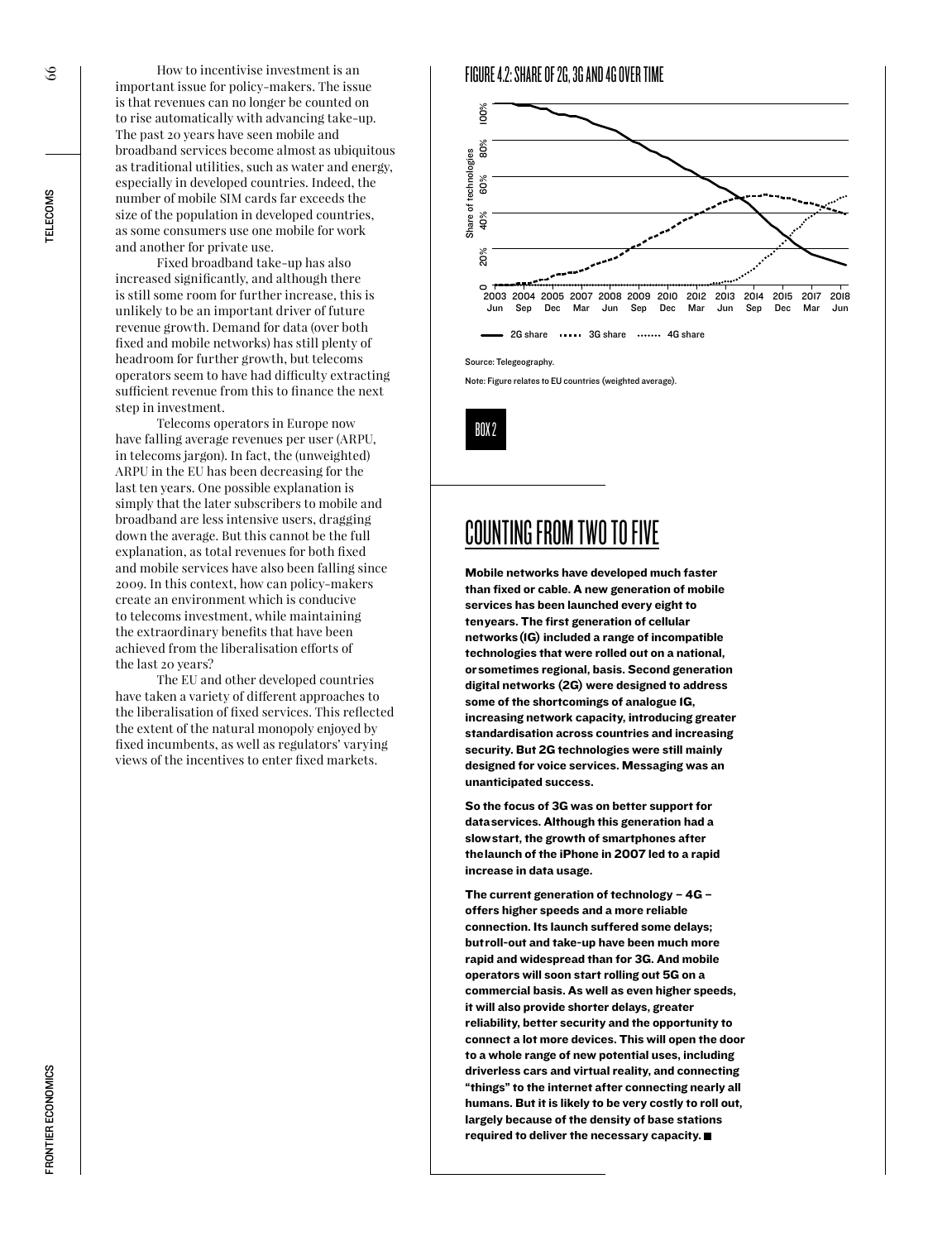How to incentivise investment is an important issue for policy-makers. The issue is that revenues can no longer be counted on to rise automatically with advancing take-up. The past 20 years have seen mobile and broadband services become almost as ubiquitous as traditional utilities, such as water and energy, especially in developed countries. Indeed, the number of mobile SIM cards far exceeds the size of the population in developed countries, as some consumers use one mobile for work and another for private use.

Fixed broadband take-up has also increased significantly, and although there is still some room for further increase, this is unlikely to be an important driver of future revenue growth. Demand for data (over both fixed and mobile networks) has still plenty of headroom for further growth, but telecoms operators seem to have had difficulty extracting sufficient revenue from this to finance the next step in investment.

Telecoms operators in Europe now have falling average revenues per user (ARPU, in telecoms jargon). In fact, the (unweighted) ARPU in the EU has been decreasing for the last ten years. One possible explanation is simply that the later subscribers to mobile and broadband are less intensive users, dragging down the average. But this cannot be the full explanation, as total revenues for both fixed and mobile services have also been falling since 2009. In this context, how can policy-makers create an environment which is conducive to telecoms investment, while maintaining the extraordinary benefits that have been achieved from the liberalisation efforts of the last 20 years?

The EU and other developed countries have taken a variety of different approaches to the liberalisation of fixed services. This reflected the extent of the natural monopoly enjoyed by fixed incumbents, as well as regulators' varying views of the incentives to enter fixed markets.

FIGURE 4.2: SHARE OF 2G, 3G AND 4G OVER TIME

Source: Telegeography.

Note: Figure relates to EU countries (weighted average).

BOX 2

## COUNTING FROM TWO TO FIVE

**Mobile networks have developed much faster than fixed or cable. A new generation of mobile services has been launched every eight to ten years. The first generation of cellular networks (1G) included a range of incompatible technologies that were rolled out on a national, or sometimes regional, basis. Second generation digital networks (2G) were designed to address some of the shortcomings of analogue 1G, increasing network capacity, introducing greater standardisation across countries and increasing security. But 2G technologies were still mainly designed for voice services. Messaging was an unanticipated success.**

**So the focus of 3G was on better support for data services. Although this generation had a slow start, the growth of smartphones after the launch of the iPhone in 2007 led to a rapid increase in data usage.**

**The current generation of technology – 4G – offers higher speeds and a more reliable connection. Its launch suffered some delays; but roll-out and take-up have been much more rapid and widespread than for 3G. And mobile operators will soon start rolling out 5G on a commercial basis. As well as even higher speeds, it will also provide shorter delays, greater reliability, better security and the opportunity to connect a lot more devices. This will open the door to a whole range of new potential uses, including driverless cars and virtual reality, and connecting "things" to the internet after connecting nearly all humans. But it is likely to be very costly to roll out, largely because of the density of base stations required to deliver the necessary capacity.** ■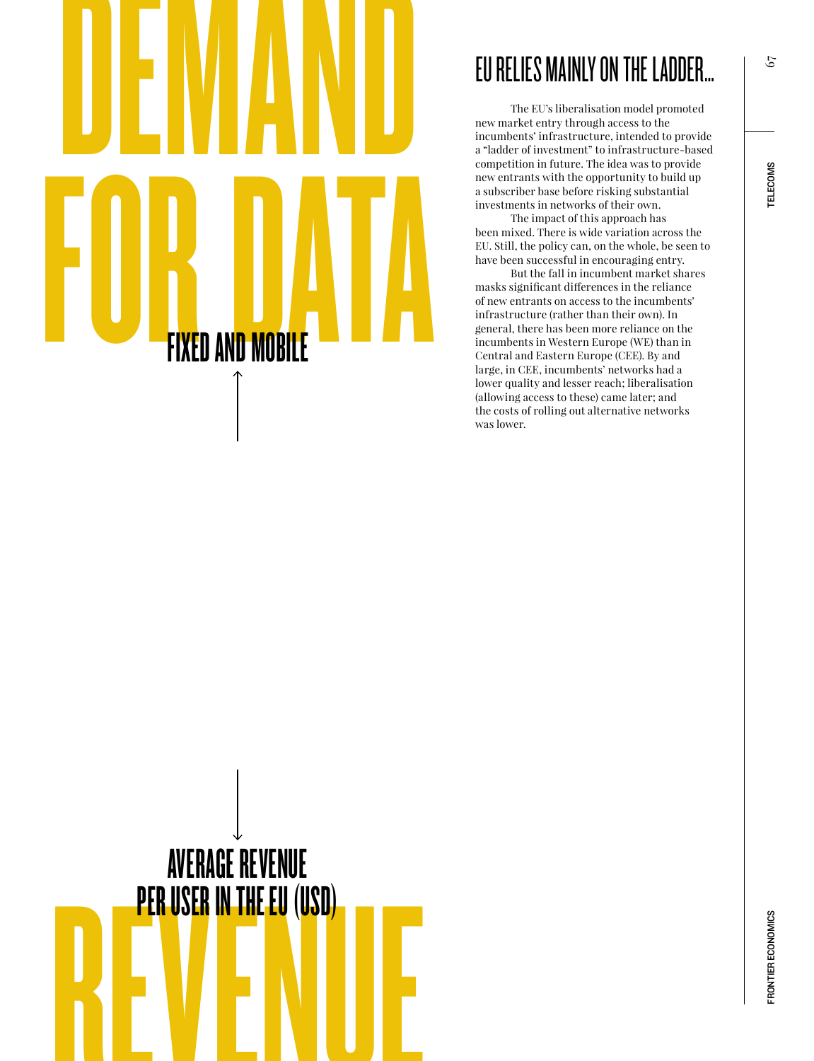# DEMAND FOR DATA

FIXED AND MOBILE

## EU RELIES MAINLY ON THE LADDER...

The EU's liberalisation model promoted new market entry through access to the incumbents' infrastructure, intended to provide a "ladder of investment" to infrastructure-based competition in future. The idea was to provide new entrants with the opportunity to build up a subscriber base before risking substantial investments in networks of their own.

The impact of this approach has been mixed. There is wide variation across the EU. Still, the policy can, on the whole, be seen to have been successful in encouraging entry.

But the fall in incumbent market shares masks significant differences in the reliance of new entrants on access to the incumbents' infrastructure (rather than their own). In general, there has been more reliance on the incumbents in Western Europe (WE) than in Central and Eastern Europe (CEE). By and large, in CEE, incumbents' networks had a lower quality and lesser reach; liberalisation (allowing access to these) came later; and the costs of rolling out alternative networks was lower.

AVERAGE REVENUE PER USER IN THE EU (USD)

# REVENUE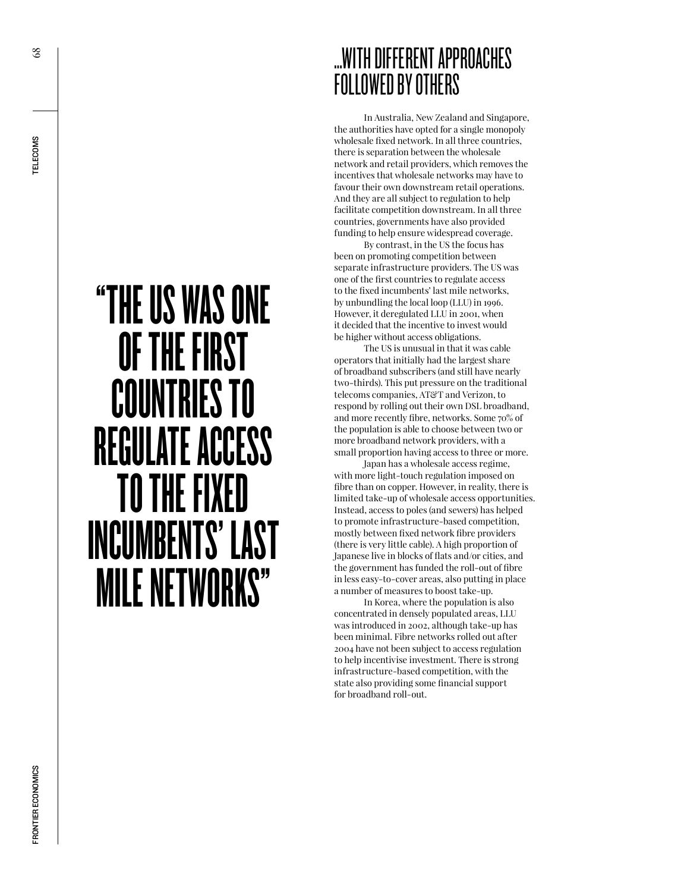## ...WITH DIFFERENT APPROACHES FOLLOWED BY OTHERS

> "THE US WAS ONE OF THE FIRST COUNTRIES TO REGULATE ACCESS TO THE FIXED INCUMBENTS' LAST MILE NETWORKS"

In Australia, New Zealand and Singapore, the authorities have opted for a single monopoly wholesale fixed network. In all three countries, there is separation between the wholesale network and retail providers, which removes the incentives that wholesale networks may have to favour their own downstream retail operations. And they are all subject to regulation to help facilitate competition downstream. In all three countries, governments have also provided funding to help ensure widespread coverage.

By contrast, in the US the focus has been on promoting competition between separate infrastructure providers. The US was one of the first countries to regulate access to the fixed incumbents' last mile networks, by unbundling the local loop (LLU) in 1996. However, it deregulated LLU in 2001, when it decided that the incentive to invest would be higher without access obligations.

The US is unusual in that it was cable operators that initially had the largest share of broadband subscribers (and still have nearly two-thirds). This put pressure on the traditional telecoms companies, AT&T and Verizon, to respond by rolling out their own DSL broadband, and more recently fibre, networks. Some 70% of the population is able to choose between two or more broadband network providers, with a small proportion having access to three or more.

Japan has a wholesale access regime, with more light-touch regulation imposed on fibre than on copper. However, in reality, there is limited take-up of wholesale access opportunities. Instead, access to poles (and sewers) has helped to promote infrastructure-based competition, mostly between fixed network fibre providers (there is very little cable). A high proportion of Japanese live in blocks of flats and/or cities, and the government has funded the roll-out of fibre in less easy-to-cover areas, also putting in place a number of measures to boost take-up.

In Korea, where the population is also concentrated in densely populated areas, LLU was introduced in 2002, although take-up has been minimal. Fibre networks rolled out after 2004 have not been subject to access regulation to help incentivise investment. There is strong infrastructure-based competition, with the state also providing some financial support for broadband roll-out.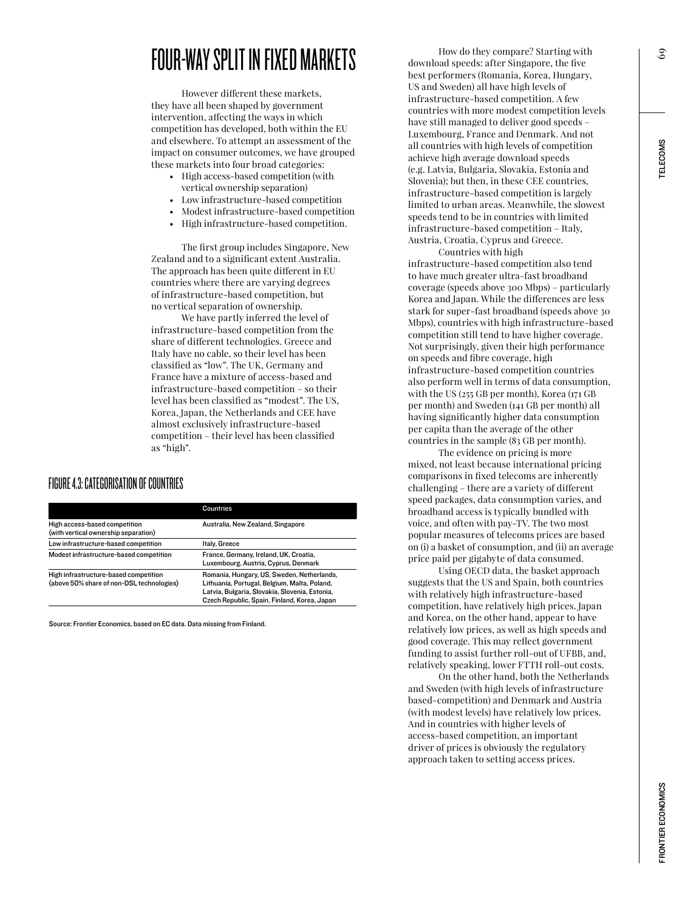# FOUR-WAY SPLIT IN FIXED MARKETS

However different these markets, they have all been shaped by government intervention, affecting the ways in which competition has developed, both within the EU and elsewhere. To attempt an assessment of the impact on consumer outcomes, we have grouped these markets into four broad categories:

- High access-based competition (with vertical ownership separation)
- Low infrastructure-based competition
- Modest infrastructure-based competition
- High infrastructure-based competition.

The first group includes Singapore, New Zealand and to a significant extent Australia. The approach has been quite different in EU countries where there are varying degrees of infrastructure-based competition, but no vertical separation of ownership.

We have partly inferred the level of infrastructure-based competition from the share of different technologies. Greece and Italy have no cable, so their level has been classified as "low". The UK, Germany and France have a mixture of access-based and infrastructure-based competition – so their level has been classified as "modest". The US, Korea, Japan, the Netherlands and CEE have almost exclusively infrastructure-based competition – their level has been classified as "high".

## FIGURE 4.3: CATEGORISATION OF COUNTRIES

| | Countries |
|---|---|
| High access-based competition (with vertical ownership separation) | Australia, New Zealand, Singapore |
| Low infrastructure-based competition | Italy, Greece |
| Modest infrastructure-based competition | France, Germany, Ireland, UK, Croatia, Luxembourg, Austria, Cyprus, Denmark |
| High infrastructure-based competition (above 50% share of non-DSL technologies) | Romania, Hungary, US, Sweden, Netherlands, Lithuania, Portugal, Belgium, Malta, Poland, Latvia, Bulgaria, Slovakia, Slovenia, Estonia, Czech Republic, Spain, Finland, Korea, Japan |

Source: Frontier Economics, based on EC data. Data missing from Finland.

How do they compare? Starting with download speeds: after Singapore, the five best performers (Romania, Korea, Hungary, US and Sweden) all have high levels of infrastructure-based competition. A few countries with more modest competition levels have still managed to deliver good speeds – Luxembourg, France and Denmark. And not all countries with high levels of competition achieve high average download speeds (e.g. Latvia, Bulgaria, Slovakia, Estonia and Slovenia); but then, in these CEE countries, infrastructure-based competition is largely limited to urban areas. Meanwhile, the slowest speeds tend to be in countries with limited infrastructure-based competition – Italy, Austria, Croatia, Cyprus and Greece.

Countries with high infrastructure-based competition also tend to have much greater ultra-fast broadband coverage (speeds above 300 Mbps) – particularly Korea and Japan. While the differences are less stark for super-fast broadband (speeds above 30 Mbps), countries with high infrastructure-based competition still tend to have higher coverage. Not surprisingly, given their high performance on speeds and fibre coverage, high infrastructure-based competition countries also perform well in terms of data consumption, with the US (255 GB per month), Korea (171 GB per month) and Sweden (141 GB per month) all having significantly higher data consumption per capita than the average of the other countries in the sample (83 GB per month).

The evidence on pricing is more mixed, not least because international pricing comparisons in fixed telecoms are inherently challenging – there are a variety of different speed packages, data consumption varies, and broadband access is typically bundled with voice, and often with pay-TV. The two most popular measures of telecoms prices are based on (i) a basket of consumption, and (ii) an average price paid per gigabyte of data consumed.

Using OECD data, the basket approach suggests that the US and Spain, both countries with relatively high infrastructure-based competition, have relatively high prices. Japan and Korea, on the other hand, appear to have relatively low prices, as well as high speeds and good coverage. This may reflect government funding to assist further roll-out of UFBB, and, relatively speaking, lower FTTH roll-out costs.

On the other hand, both the Netherlands and Sweden (with high levels of infrastructure based-competition) and Denmark and Austria (with modest levels) have relatively low prices. And in countries with higher levels of access-based competition, an important driver of prices is obviously the regulatory approach taken to setting access prices.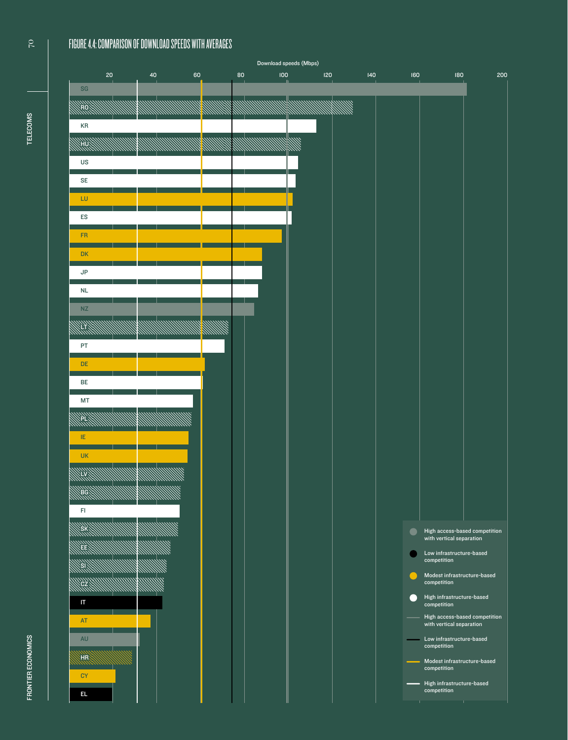# FIGURE 4.4: COMPARISON OF DOWNLOAD SPEEDS WITH AVERAGES

Download speeds (Mbps)

20 40 60 80 100 120 140 160 180 200

SG
RO
KR
HU
US
SE
LU
ES
FR
DK
JP
NL
NZ
LT
PT
DE
BE
MT
PL
IE
UK
LV
BG
FI
SK
EE
SI
CZ
IT
AT
AU
HR
CY
EL

- High access-based competition with vertical separation
- Low infrastructure-based competition
- Modest infrastructure-based competition
- High infrastructure-based competition
- High access-based competition with vertical separation
- Low infrastructure-based competition
- Modest infrastructure-based competition
- High infrastructure-based competition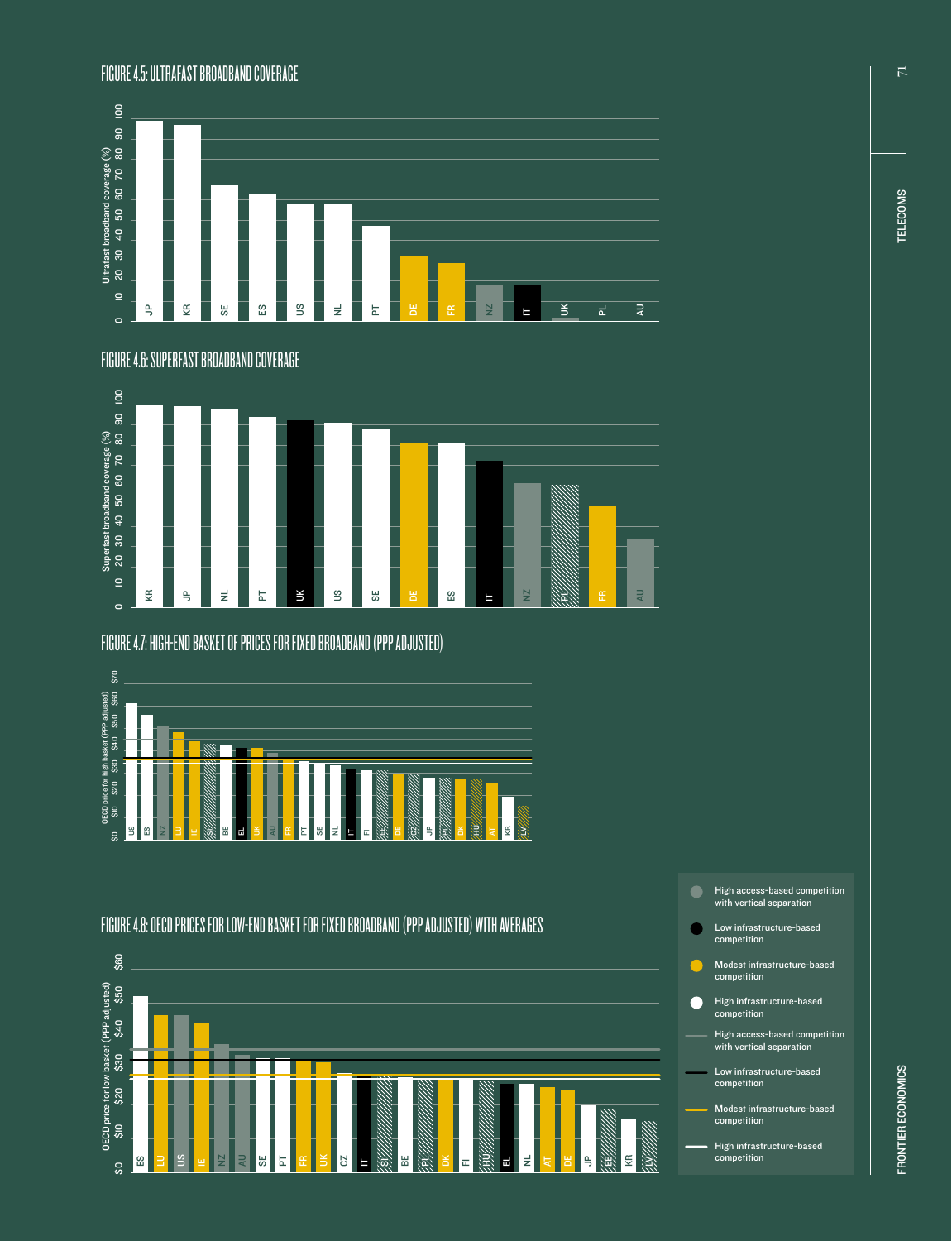FIGURE 4.5: ULTRAFAST BROADBAND COVERAGE

Ultrafast broadband coverage (%)

0 10 20 30 40 50 60 70 80 90 100

JP KR SE ES US NL PT DE FR NZ IT UK PL AU

FIGURE 4.6: SUPERFAST BROADBAND COVERAGE

Superfast broadband coverage (%)

0 10 20 30 40 50 60 70 80 90 100

KR JP NL PT UK US SE DE ES IT NZ PL FR AU

FIGURE 4.7: HIGH-END BASKET OF PRICES FOR FIXED BROADBAND (PPP ADJUSTED)

OECD price for high basket (PPP adjusted)

$0 $10 $20 $30 $40 $50 $60 $70

US ES NZ LU IE SI BE EL UK AU FR PT SE NL IT FI EE DE CZ JP PL DK HU AT KR LV

FIGURE 4.8: OECD PRICES FOR LOW-END BASKET FOR FIXED BROADBAND (PPP ADJUSTED) WITH AVERAGES

OECD price for low basket (PPP adjusted)

$0 $10 $20 $30 $40 $50 $60

ES LU US IE NZ AU SE PT FR UK CZ IT SI BE PL DK FI HU EL NL AT DE JP EE KR LV

- High access-based competition with vertical separation
- Low infrastructure-based competition
- Modest infrastructure-based competition
- High infrastructure-based competition
- High access-based competition with vertical separation (line)
- Low infrastructure-based competition (line)
- Modest infrastructure-based competition (line)
- High infrastructure-based competition (line)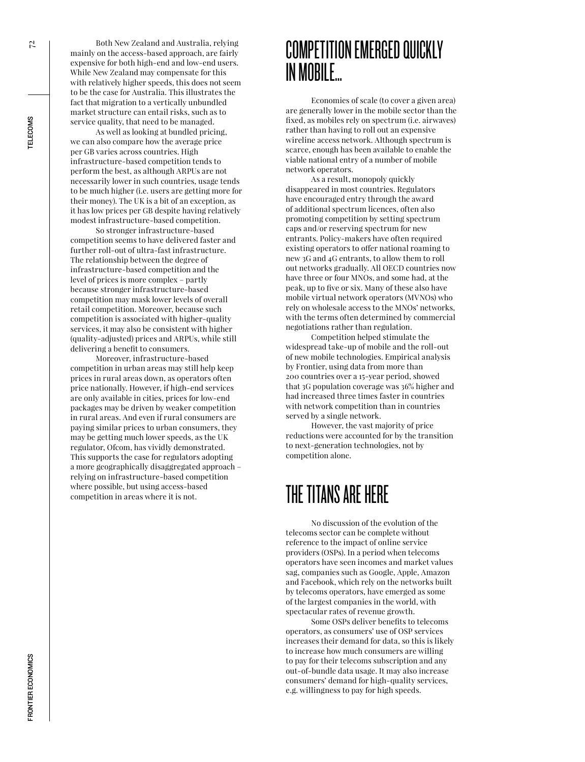Both New Zealand and Australia, relying mainly on the access-based approach, are fairly expensive for both high-end and low-end users. While New Zealand may compensate for this with relatively higher speeds, this does not seem to be the case for Australia. This illustrates the fact that migration to a vertically unbundled market structure can entail risks, such as to service quality, that need to be managed.

As well as looking at bundled pricing, we can also compare how the average price per GB varies across countries. High infrastructure-based competition tends to perform the best, as although ARPUs are not necessarily lower in such countries, usage tends to be much higher (i.e. users are getting more for their money). The UK is a bit of an exception, as it has low prices per GB despite having relatively modest infrastructure-based competition.

So stronger infrastructure-based competition seems to have delivered faster and further roll-out of ultra-fast infrastructure. The relationship between the degree of infrastructure-based competition and the level of prices is more complex – partly because stronger infrastructure-based competition may mask lower levels of overall retail competition. Moreover, because such competition is associated with higher-quality services, it may also be consistent with higher (quality-adjusted) prices and ARPUs, while still delivering a benefit to consumers.

Moreover, infrastructure-based competition in urban areas may still help keep prices in rural areas down, as operators often price nationally. However, if high-end services are only available in cities, prices for low-end packages may be driven by weaker competition in rural areas. And even if rural consumers are paying similar prices to urban consumers, they may be getting much lower speeds, as the UK regulator, Ofcom, has vividly demonstrated. This supports the case for regulators adopting a more geographically disaggregated approach – relying on infrastructure-based competition where possible, but using access-based competition in areas where it is not.

# COMPETITION EMERGED QUICKLY IN MOBILE...

Economies of scale (to cover a given area) are generally lower in the mobile sector than the fixed, as mobiles rely on spectrum (i.e. airwaves) rather than having to roll out an expensive wireline access network. Although spectrum is scarce, enough has been available to enable the viable national entry of a number of mobile network operators.

As a result, monopoly quickly disappeared in most countries. Regulators have encouraged entry through the award of additional spectrum licences, often also promoting competition by setting spectrum caps and/or reserving spectrum for new entrants. Policy-makers have often required existing operators to offer national roaming to new 3G and 4G entrants, to allow them to roll out networks gradually. All OECD countries now have three or four MNOs, and some had, at the peak, up to five or six. Many of these also have mobile virtual network operators (MVNOs) who rely on wholesale access to the MNOs' networks, with the terms often determined by commercial negotiations rather than regulation.

Competition helped stimulate the widespread take-up of mobile and the roll-out of new mobile technologies. Empirical analysis by Frontier, using data from more than 200 countries over a 15-year period, showed that 3G population coverage was 36% higher and had increased three times faster in countries with network competition than in countries served by a single network.

However, the vast majority of price reductions were accounted for by the transition to next-generation technologies, not by competition alone.

# THE TITANS ARE HERE

No discussion of the evolution of the telecoms sector can be complete without reference to the impact of online service providers (OSPs). In a period when telecoms operators have seen incomes and market values sag, companies such as Google, Apple, Amazon and Facebook, which rely on the networks built by telecoms operators, have emerged as some of the largest companies in the world, with spectacular rates of revenue growth.

Some OSPs deliver benefits to telecoms operators, as consumers' use of OSP services increases their demand for data, so this is likely to increase how much consumers are willing to pay for their telecoms subscription and any out-of-bundle data usage. It may also increase consumers' demand for high-quality services, e.g. willingness to pay for high speeds.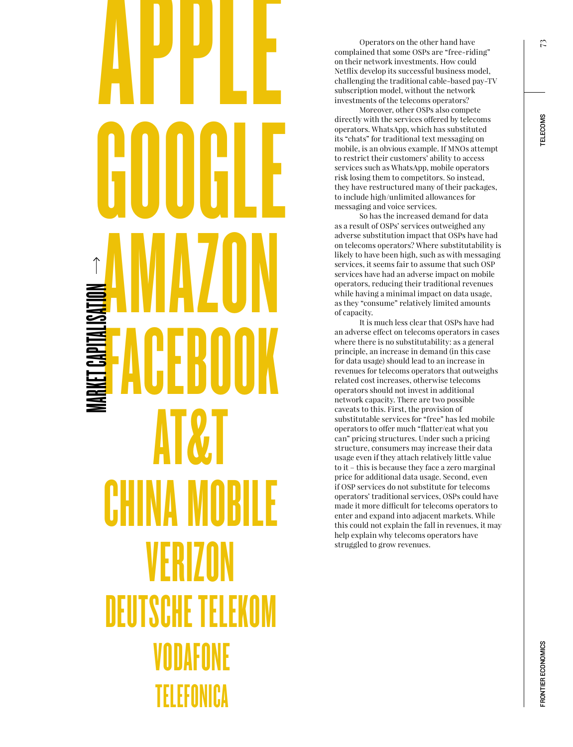MARKET CAPITALISATION →

APPLE

GOOGLE

AMAZON

FACEBOOK

AT&T

CHINA MOBILE

VERIZON

DEUTSCHE TELEKOM

VODAFONE

TELEFONICA

Operators on the other hand have complained that some OSPs are "free-riding" on their network investments. How could Netflix develop its successful business model, challenging the traditional cable-based pay-TV subscription model, without the network investments of the telecoms operators?

Moreover, other OSPs also compete directly with the services offered by telecoms operators. WhatsApp, which has substituted its "chats" for traditional text messaging on mobile, is an obvious example. If MNOs attempt to restrict their customers' ability to access services such as WhatsApp, mobile operators risk losing them to competitors. So instead, they have restructured many of their packages, to include high/unlimited allowances for messaging and voice services.

So has the increased demand for data as a result of OSPs' services outweighed any adverse substitution impact that OSPs have had on telecoms operators? Where substitutability is likely to have been high, such as with messaging services, it seems fair to assume that such OSP services have had an adverse impact on mobile operators, reducing their traditional revenues while having a minimal impact on data usage, as they "consume" relatively limited amounts of capacity.

It is much less clear that OSPs have had an adverse effect on telecoms operators in cases where there is no substitutability: as a general principle, an increase in demand (in this case for data usage) should lead to an increase in revenues for telecoms operators that outweighs related cost increases, otherwise telecoms operators should not invest in additional network capacity. There are two possible caveats to this. First, the provision of substitutable services for "free" has led mobile operators to offer much "flatter/eat what you can" pricing structures. Under such a pricing structure, consumers may increase their data usage even if they attach relatively little value to it – this is because they face a zero marginal price for additional data usage. Second, even if OSP services do not substitute for telecoms operators' traditional services, OSPs could have made it more difficult for telecoms operators to enter and expand into adjacent markets. While this could not explain the fall in revenues, it may help explain why telecoms operators have struggled to grow revenues.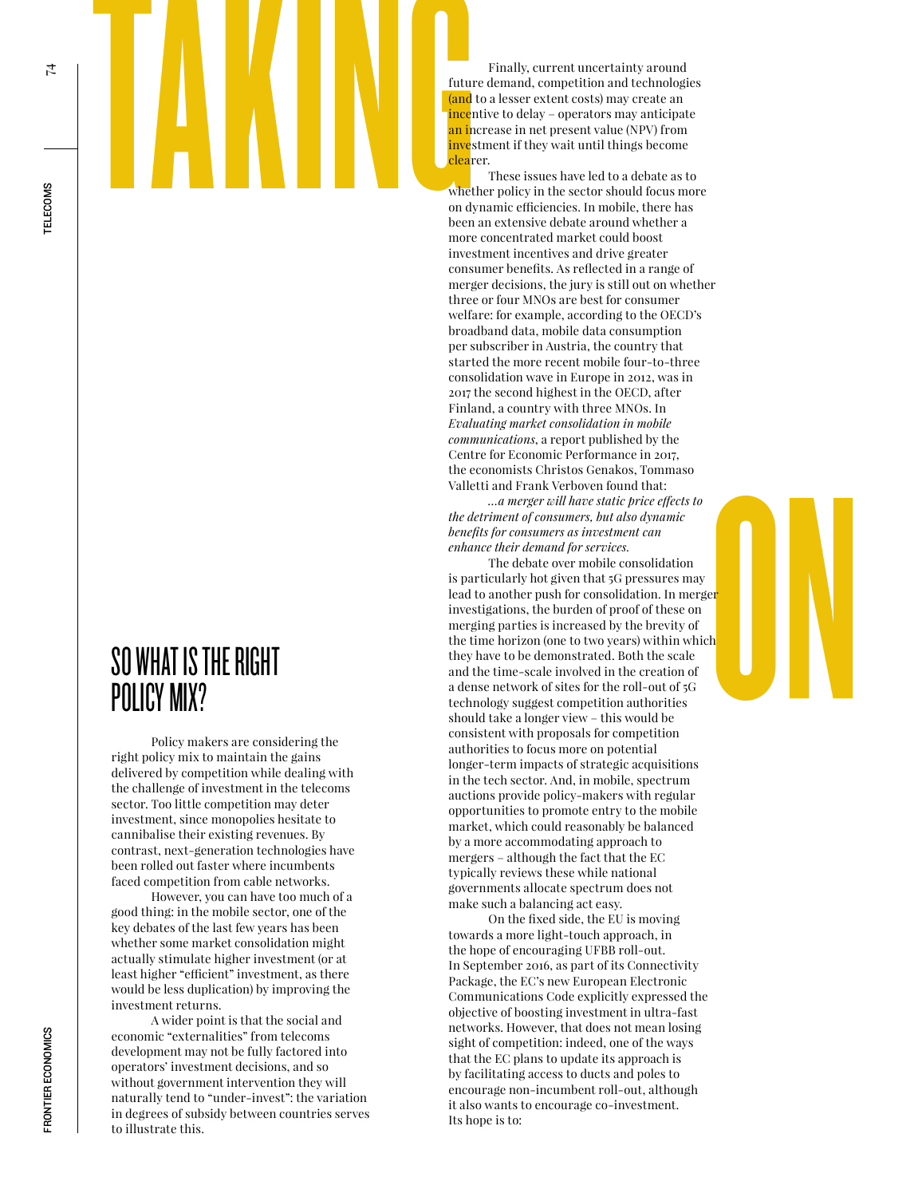# TAKING ON

## SO WHAT IS THE RIGHT POLICY MIX?

Policy makers are considering the right policy mix to maintain the gains delivered by competition while dealing with the challenge of investment in the telecoms sector. Too little competition may deter investment, since monopolies hesitate to cannibalise their existing revenues. By contrast, next-generation technologies have been rolled out faster where incumbents faced competition from cable networks.

However, you can have too much of a good thing: in the mobile sector, one of the key debates of the last few years has been whether some market consolidation might actually stimulate higher investment (or at least higher "efficient" investment, as there would be less duplication) by improving the investment returns.

A wider point is that the social and economic "externalities" from telecoms development may not be fully factored into operators' investment decisions, and so without government intervention they will naturally tend to "under-invest": the variation in degrees of subsidy between countries serves to illustrate this.

Finally, current uncertainty around future demand, competition and technologies (and to a lesser extent costs) may create an incentive to delay – operators may anticipate an increase in net present value (NPV) from investment if they wait until things become clearer.

These issues have led to a debate as to whether policy in the sector should focus more on dynamic efficiencies. In mobile, there has been an extensive debate around whether a more concentrated market could boost investment incentives and drive greater consumer benefits. As reflected in a range of merger decisions, the jury is still out on whether three or four MNOs are best for consumer welfare: for example, according to the OECD's broadband data, mobile data consumption per subscriber in Austria, the country that started the more recent mobile four-to-three consolidation wave in Europe in 2012, was in 2017 the second highest in the OECD, after Finland, a country with three MNOs. In *Evaluating market consolidation in mobile communications*, a report published by the Centre for Economic Performance in 2017, the economists Christos Genakos, Tommaso Valletti and Frank Verboven found that:

*...a merger will have static price effects to the detriment of consumers, but also dynamic benefits for consumers as investment can enhance their demand for services.*

The debate over mobile consolidation is particularly hot given that 5G pressures may lead to another push for consolidation. In merger investigations, the burden of proof of these on merging parties is increased by the brevity of the time horizon (one to two years) within which they have to be demonstrated. Both the scale and the time-scale involved in the creation of a dense network of sites for the roll-out of 5G technology suggest competition authorities should take a longer view – this would be consistent with proposals for competition authorities to focus more on potential longer-term impacts of strategic acquisitions in the tech sector. And, in mobile, spectrum auctions provide policy-makers with regular opportunities to promote entry to the mobile market, which could reasonably be balanced by a more accommodating approach to mergers – although the fact that the EC typically reviews these while national governments allocate spectrum does not make such a balancing act easy.

On the fixed side, the EU is moving towards a more light-touch approach, in the hope of encouraging UFBB roll-out. In September 2016, as part of its Connectivity Package, the EC's new European Electronic Communications Code explicitly expressed the objective of boosting investment in ultra-fast networks. However, that does not mean losing sight of competition: indeed, one of the ways that the EC plans to update its approach is by facilitating access to ducts and poles to encourage non-incumbent roll-out, although it also wants to encourage co-investment. Its hope is to: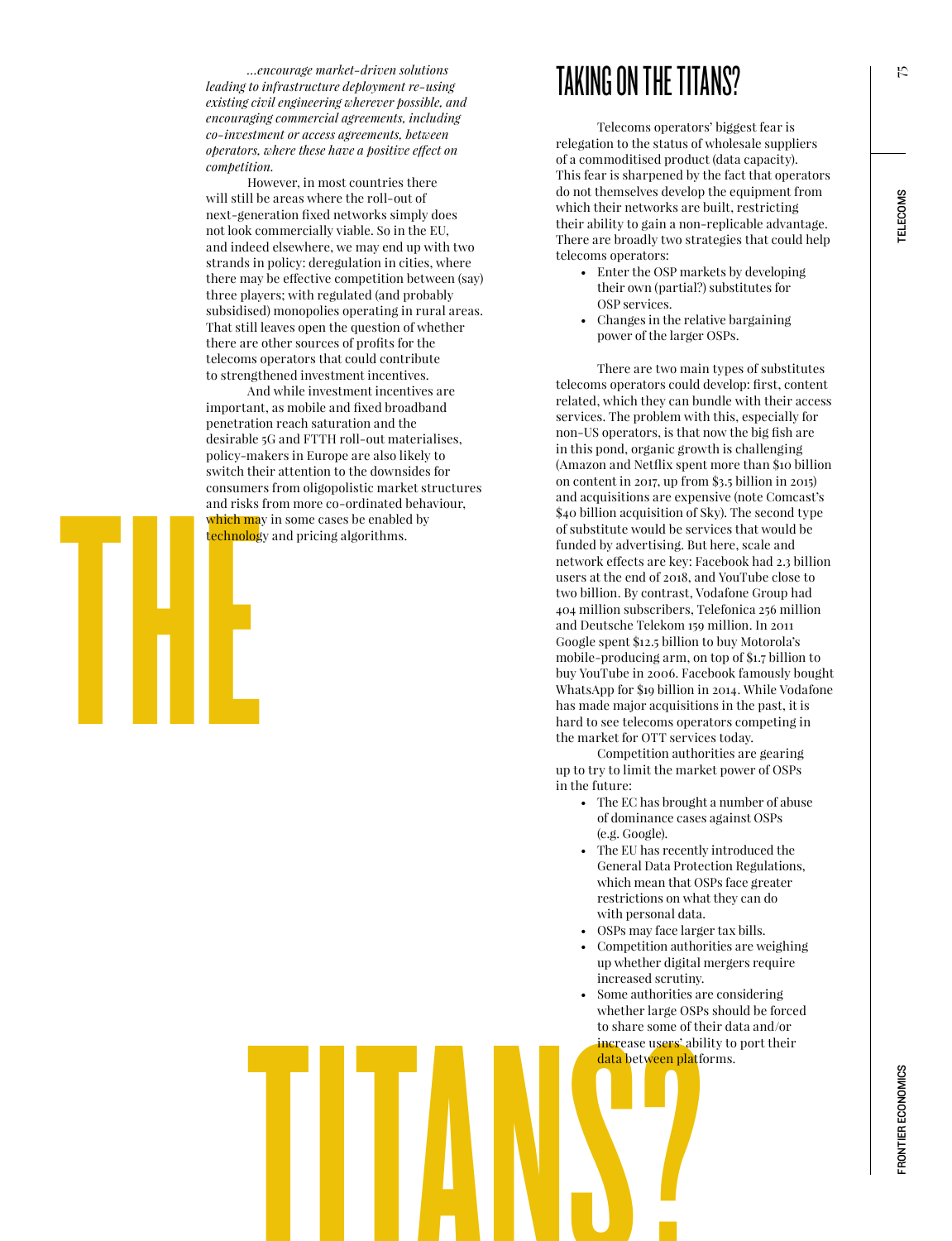*...encourage market-driven solutions leading to infrastructure deployment re-using existing civil engineering wherever possible, and encouraging commercial agreements, including co-investment or access agreements, between operators, where these have a positive effect on competition.*

However, in most countries there will still be areas where the roll-out of next-generation fixed networks simply does not look commercially viable. So in the EU, and indeed elsewhere, we may end up with two strands in policy: deregulation in cities, where there may be effective competition between (say) three players; with regulated (and probably subsidised) monopolies operating in rural areas. That still leaves open the question of whether there are other sources of profits for the telecoms operators that could contribute to strengthened investment incentives.

And while investment incentives are important, as mobile and fixed broadband penetration reach saturation and the desirable 5G and FTTH roll-out materialises, policy-makers in Europe are also likely to switch their attention to the downsides for consumers from oligopolistic market structures and risks from more co-ordinated behaviour, which may in some cases be enabled by technology and pricing algorithms.

## TAKING ON THE TITANS?

Telecoms operators' biggest fear is relegation to the status of wholesale suppliers of a commoditised product (data capacity). This fear is sharpened by the fact that operators do not themselves develop the equipment from which their networks are built, restricting their ability to gain a non-replicable advantage. There are broadly two strategies that could help telecoms operators:

- Enter the OSP markets by developing their own (partial?) substitutes for OSP services.
- Changes in the relative bargaining power of the larger OSPs.

There are two main types of substitutes telecoms operators could develop: first, content related, which they can bundle with their access services. The problem with this, especially for non-US operators, is that now the big fish are in this pond, organic growth is challenging (Amazon and Netflix spent more than $10 billion on content in 2017, up from $3.5 billion in 2015) and acquisitions are expensive (note Comcast's $40 billion acquisition of Sky). The second type of substitute would be services that would be funded by advertising. But here, scale and network effects are key: Facebook had 2.3 billion users at the end of 2018, and YouTube close to two billion. By contrast, Vodafone Group had 404 million subscribers, Telefonica 256 million and Deutsche Telekom 159 million. In 2011 Google spent $12.5 billion to buy Motorola's mobile-producing arm, on top of $1.7 billion to buy YouTube in 2006. Facebook famously bought WhatsApp for $19 billion in 2014. While Vodafone has made major acquisitions in the past, it is hard to see telecoms operators competing in the market for OTT services today.

Competition authorities are gearing up to try to limit the market power of OSPs in the future:

- The EC has brought a number of abuse of dominance cases against OSPs (e.g. Google).
- The EU has recently introduced the General Data Protection Regulations, which mean that OSPs face greater restrictions on what they can do with personal data.
- OSPs may face larger tax bills.
- Competition authorities are weighing up whether digital mergers require increased scrutiny.
- Some authorities are considering whether large OSPs should be forced to share some of their data and/or increase users' ability to port their data between platforms.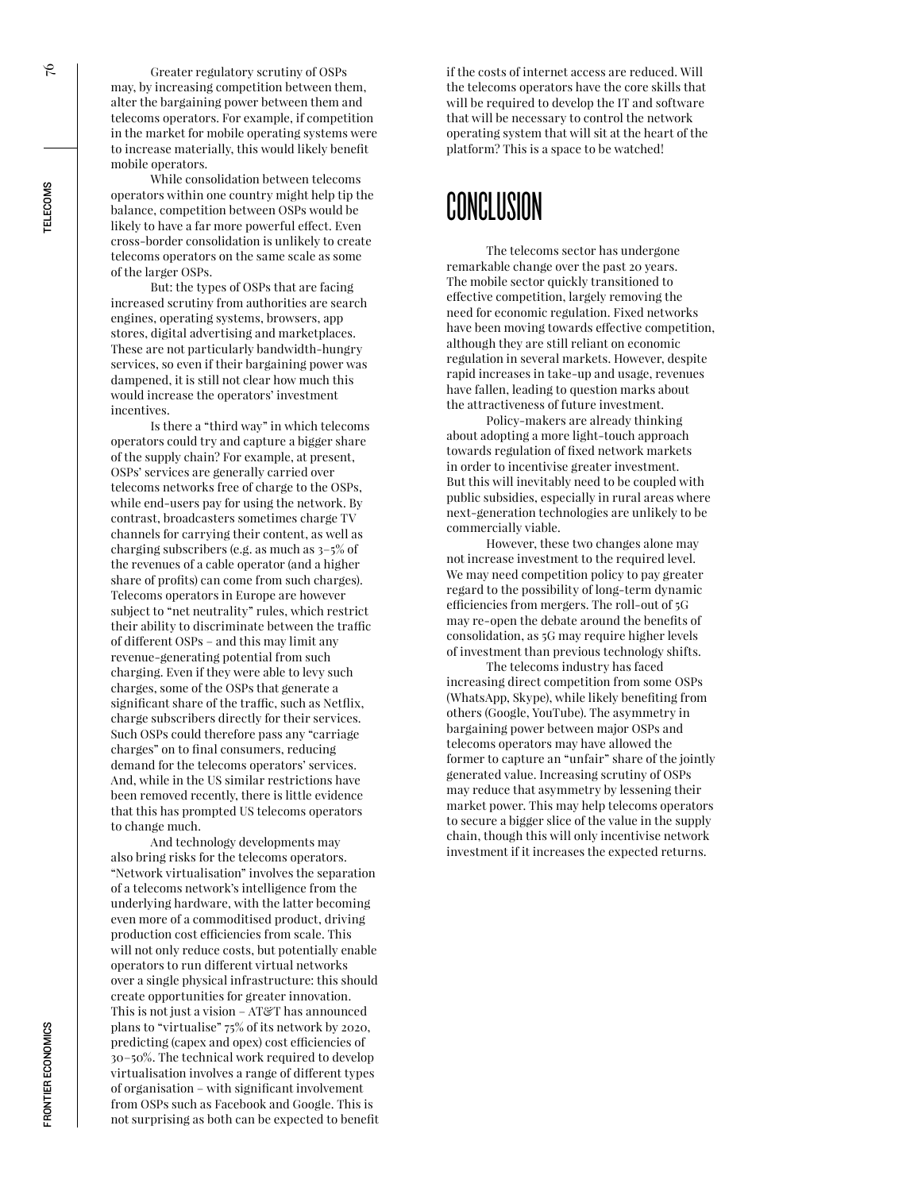Greater regulatory scrutiny of OSPs may, by increasing competition between them, alter the bargaining power between them and telecoms operators. For example, if competition in the market for mobile operating systems were to increase materially, this would likely benefit mobile operators.

While consolidation between telecoms operators within one country might help tip the balance, competition between OSPs would be likely to have a far more powerful effect. Even cross-border consolidation is unlikely to create telecoms operators on the same scale as some of the larger OSPs.

But: the types of OSPs that are facing increased scrutiny from authorities are search engines, operating systems, browsers, app stores, digital advertising and marketplaces. These are not particularly bandwidth-hungry services, so even if their bargaining power was dampened, it is still not clear how much this would increase the operators' investment incentives.

Is there a "third way" in which telecoms operators could try and capture a bigger share of the supply chain? For example, at present, OSPs' services are generally carried over telecoms networks free of charge to the OSPs, while end-users pay for using the network. By contrast, broadcasters sometimes charge TV channels for carrying their content, as well as charging subscribers (e.g. as much as 3–5% of the revenues of a cable operator (and a higher share of profits) can come from such charges). Telecoms operators in Europe are however subject to "net neutrality" rules, which restrict their ability to discriminate between the traffic of different OSPs – and this may limit any revenue-generating potential from such charging. Even if they were able to levy such charges, some of the OSPs that generate a significant share of the traffic, such as Netflix, charge subscribers directly for their services. Such OSPs could therefore pass any "carriage charges" on to final consumers, reducing demand for the telecoms operators' services. And, while in the US similar restrictions have been removed recently, there is little evidence that this has prompted US telecoms operators to change much.

And technology developments may also bring risks for the telecoms operators. "Network virtualisation" involves the separation of a telecoms network's intelligence from the underlying hardware, with the latter becoming even more of a commoditised product, driving production cost efficiencies from scale. This will not only reduce costs, but potentially enable operators to run different virtual networks over a single physical infrastructure: this should create opportunities for greater innovation. This is not just a vision – AT&T has announced plans to "virtualise" 75% of its network by 2020, predicting (capex and opex) cost efficiencies of 30–50%. The technical work required to develop virtualisation involves a range of different types of organisation – with significant involvement from OSPs such as Facebook and Google. This is not surprising as both can be expected to benefit if the costs of internet access are reduced. Will the telecoms operators have the core skills that will be required to develop the IT and software that will be necessary to control the network operating system that will sit at the heart of the platform? This is a space to be watched!

# CONCLUSION

The telecoms sector has undergone remarkable change over the past 20 years. The mobile sector quickly transitioned to effective competition, largely removing the need for economic regulation. Fixed networks have been moving towards effective competition, although they are still reliant on economic regulation in several markets. However, despite rapid increases in take-up and usage, revenues have fallen, leading to question marks about the attractiveness of future investment.

Policy-makers are already thinking about adopting a more light-touch approach towards regulation of fixed network markets in order to incentivise greater investment. But this will inevitably need to be coupled with public subsidies, especially in rural areas where next-generation technologies are unlikely to be commercially viable.

However, these two changes alone may not increase investment to the required level. We may need competition policy to pay greater regard to the possibility of long-term dynamic efficiencies from mergers. The roll-out of 5G may re-open the debate around the benefits of consolidation, as 5G may require higher levels of investment than previous technology shifts.

The telecoms industry has faced increasing direct competition from some OSPs (WhatsApp, Skype), while likely benefiting from others (Google, YouTube). The asymmetry in bargaining power between major OSPs and telecoms operators may have allowed the former to capture an "unfair" share of the jointly generated value. Increasing scrutiny of OSPs may reduce that asymmetry by lessening their market power. This may help telecoms operators to secure a bigger slice of the value in the supply chain, though this will only incentivise network investment if it increases the expected returns.